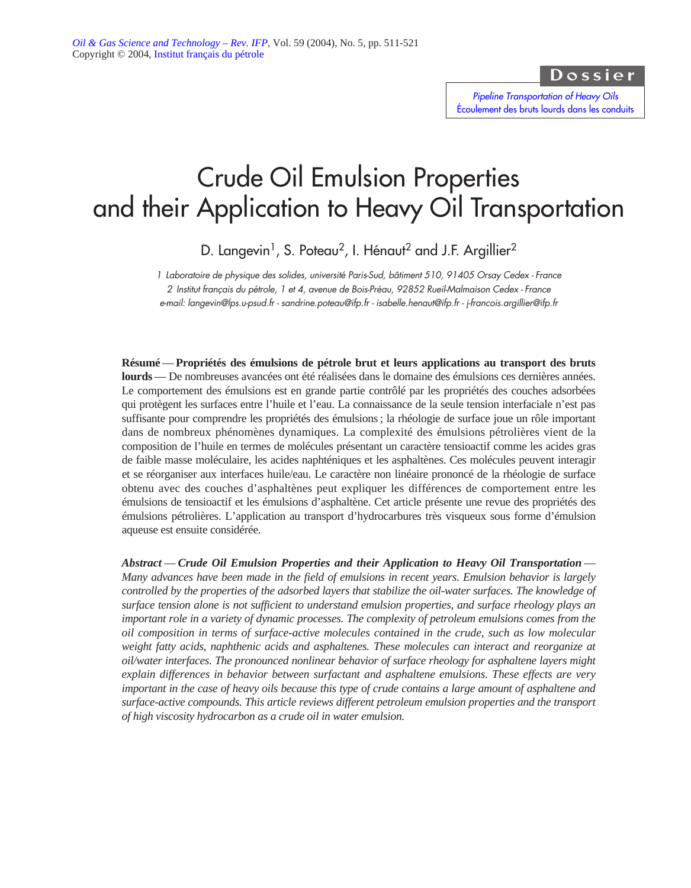Dossier

*Pipeline Transportation of Heavy Oils*
*Écoulement des bruts lourds dans les conduits*

# Crude Oil Emulsion Properties and their Application to Heavy Oil Transportation

D. Langevin[1], S. Poteau[2], I. Hénaut[2] and J.F. Argillier[2]

*1 Laboratoire de physique des solides, université Paris-Sud, bâtiment 510, 91405 Orsay Cedex - France*
*2 Institut français du pétrole, 1 et 4, avenue de Bois-Préau, 92852 Rueil-Malmaison Cedex - France*
*e-mail: langevin@lps.u-psud.fr - sandrine.poteau@ifp.fr - isabelle.henaut@ifp.fr - j-francois.argillier@ifp.fr*

**Résumé** — **Propriétés des émulsions de pétrole brut et leurs applications au transport des bruts lourds** — De nombreuses avancées ont été réalisées dans le domaine des émulsions ces dernières années. Le comportement des émulsions est en grande partie contrôlé par les propriétés des couches adsorbées qui protègent les surfaces entre l'huile et l'eau. La connaissance de la seule tension interfaciale n'est pas suffisante pour comprendre les propriétés des émulsions ; la rhéologie de surface joue un rôle important dans de nombreux phénomènes dynamiques. La complexité des émulsions pétrolières vient de la composition de l'huile en termes de molécules présentant un caractère tensioactif comme les acides gras de faible masse moléculaire, les acides naphténiques et les asphaltènes. Ces molécules peuvent interagir et se réorganiser aux interfaces huile/eau. Le caractère non linéaire prononcé de la rhéologie de surface obtenu avec des couches d'asphaltènes peut expliquer les différences de comportement entre les émulsions de tensioactif et les émulsions d'asphaltène. Cet article présente une revue des propriétés des émulsions pétrolières. L'application au transport d'hydrocarbures très visqueux sous forme d'émulsion aqueuse est ensuite considérée.

***Abstract*** — ***Crude Oil Emulsion Properties and their Application to Heavy Oil Transportation*** — *Many advances have been made in the field of emulsions in recent years. Emulsion behavior is largely controlled by the properties of the adsorbed layers that stabilize the oil-water surfaces. The knowledge of surface tension alone is not sufficient to understand emulsion properties, and surface rheology plays an important role in a variety of dynamic processes. The complexity of petroleum emulsions comes from the oil composition in terms of surface-active molecules contained in the crude, such as low molecular weight fatty acids, naphthenic acids and asphaltenes. These molecules can interact and reorganize at oil/water interfaces. The pronounced nonlinear behavior of surface rheology for asphaltene layers might explain differences in behavior between surfactant and asphaltene emulsions. These effects are very important in the case of heavy oils because this type of crude contains a large amount of asphaltene and surface-active compounds. This article reviews different petroleum emulsion properties and the transport of high viscosity hydrocarbon as a crude oil in water emulsion.*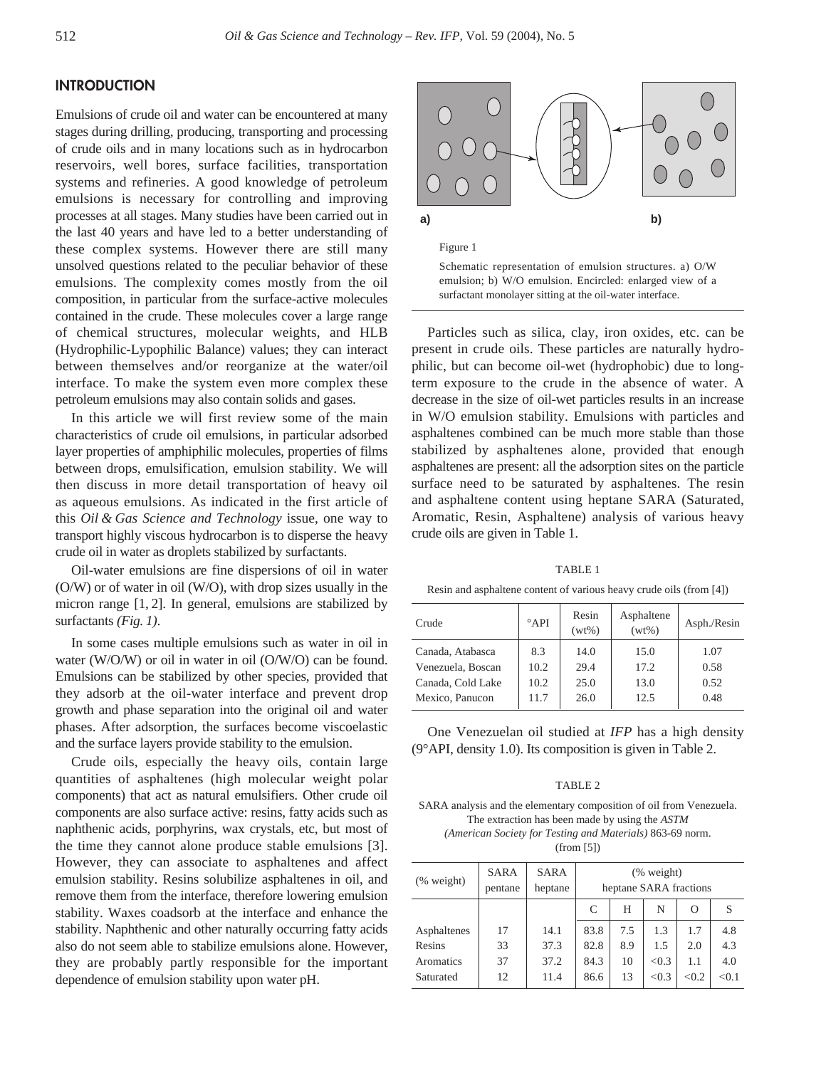## INTRODUCTION

Emulsions of crude oil and water can be encountered at many stages during drilling, producing, transporting and processing of crude oils and in many locations such as in hydrocarbon reservoirs, well bores, surface facilities, transportation systems and refineries. A good knowledge of petroleum emulsions is necessary for controlling and improving processes at all stages. Many studies have been carried out in the last 40 years and have led to a better understanding of these complex systems. However there are still many unsolved questions related to the peculiar behavior of these emulsions. The complexity comes mostly from the oil composition, in particular from the surface-active molecules contained in the crude. These molecules cover a large range of chemical structures, molecular weights, and HLB (Hydrophilic-Lypophilic Balance) values; they can interact between themselves and/or reorganize at the water/oil interface. To make the system even more complex these petroleum emulsions may also contain solids and gases.

In this article we will first review some of the main characteristics of crude oil emulsions, in particular adsorbed layer properties of amphiphilic molecules, properties of films between drops, emulsification, emulsion stability. We will then discuss in more detail transportation of heavy oil as aqueous emulsions. As indicated in the first article of this *Oil & Gas Science and Technology* issue, one way to transport highly viscous hydrocarbon is to disperse the heavy crude oil in water as droplets stabilized by surfactants.

Oil-water emulsions are fine dispersions of oil in water (O/W) or of water in oil (W/O), with drop sizes usually in the micron range [1, 2]. In general, emulsions are stabilized by surfactants *(Fig. 1)*.

In some cases multiple emulsions such as water in oil in water (W/O/W) or oil in water in oil (O/W/O) can be found. Emulsions can be stabilized by other species, provided that they adsorb at the oil-water interface and prevent drop growth and phase separation into the original oil and water phases. After adsorption, the surfaces become viscoelastic and the surface layers provide stability to the emulsion.

Crude oils, especially the heavy oils, contain large quantities of asphaltenes (high molecular weight polar components) that act as natural emulsifiers. Other crude oil components are also surface active: resins, fatty acids such as naphthenic acids, porphyrins, wax crystals, etc, but most of the time they cannot alone produce stable emulsions [3]. However, they can associate to asphaltenes and affect emulsion stability. Resins solubilize asphaltenes in oil, and remove them from the interface, therefore lowering emulsion stability. Waxes coadsorb at the interface and enhance the stability. Naphthenic and other naturally occurring fatty acids also do not seem able to stabilize emulsions alone. However, they are probably partly responsible for the important dependence of emulsion stability upon water pH.

Figure 1

Schematic representation of emulsion structures. a) O/W emulsion; b) W/O emulsion. Encircled: enlarged view of a surfactant monolayer sitting at the oil-water interface.

Particles such as silica, clay, iron oxides, etc. can be present in crude oils. These particles are naturally hydrophilic, but can become oil-wet (hydrophobic) due to long-term exposure to the crude in the absence of water. A decrease in the size of oil-wet particles results in an increase in W/O emulsion stability. Emulsions with particles and asphaltenes combined can be much more stable than those stabilized by asphaltenes alone, provided that enough asphaltenes are present: all the adsorption sites on the particle surface need to be saturated by asphaltenes. The resin and asphaltene content using heptane SARA (Saturated, Aromatic, Resin, Asphaltene) analysis of various heavy crude oils are given in Table 1.

TABLE 1

Resin and asphaltene content of various heavy crude oils (from [4])

| Crude | °API | Resin (wt%) | Asphaltene (wt%) | Asph./Resin |
|---|---|---|---|---|
| Canada, Atabasca | 8.3 | 14.0 | 15.0 | 1.07 |
| Venezuela, Boscan | 10.2 | 29.4 | 17.2 | 0.58 |
| Canada, Cold Lake | 10.2 | 25.0 | 13.0 | 0.52 |
| Mexico, Panucon | 11.7 | 26.0 | 12.5 | 0.48 |

One Venezuelan oil studied at *IFP* has a high density (9°API, density 1.0). Its composition is given in Table 2.

TABLE 2

SARA analysis and the elementary composition of oil from Venezuela. The extraction has been made by using the *ASTM (American Society for Testing and Materials)* 863-69 norm. (from [5])

| (% weight) | SARA pentane | SARA heptane | (% weight) heptane SARA fractions | | | | |
|---|---|---|---|---|---|---|---|
| | | | C | H | N | O | S |
| Asphaltenes | 17 | 14.1 | 83.8 | 7.5 | 1.3 | 1.7 | 4.8 |
| Resins | 33 | 37.3 | 82.8 | 8.9 | 1.5 | 2.0 | 4.3 |
| Aromatics | 37 | 37.2 | 84.3 | 10 | <0.3 | 1.1 | 4.0 |
| Saturated | 12 | 11.4 | 86.6 | 13 | <0.3 | <0.2 | <0.1 |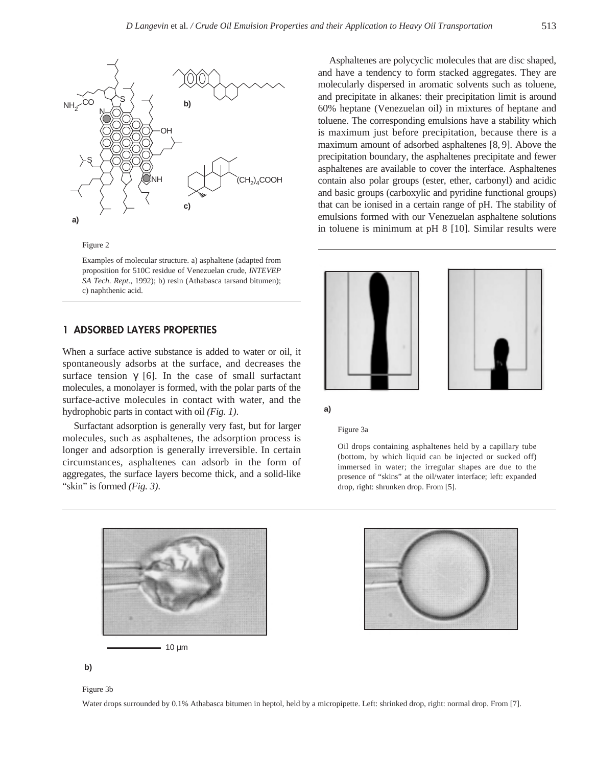Figure 2

Examples of molecular structure. a) asphaltene (adapted from proposition for 510C residue of Venezuelan crude, *INTEVEP SA Tech. Rept.*, 1992); b) resin (Athabasca tarsand bitumen); c) naphthenic acid.

## 1 ADSORBED LAYERS PROPERTIES

When a surface active substance is added to water or oil, it spontaneously adsorbs at the surface, and decreases the surface tension $\gamma$ [6]. In the case of small surfactant molecules, a monolayer is formed, with the polar parts of the surface-active molecules in contact with water, and the hydrophobic parts in contact with oil *(Fig. 1)*.

Surfactant adsorption is generally very fast, but for larger molecules, such as asphaltenes, the adsorption process is longer and adsorption is generally irreversible. In certain circumstances, asphaltenes can adsorb in the form of aggregates, the surface layers become thick, and a solid-like "skin" is formed *(Fig. 3)*.

Asphaltenes are polycyclic molecules that are disc shaped, and have a tendency to form stacked aggregates. They are molecularly dispersed in aromatic solvents such as toluene, and precipitate in alkanes: their precipitation limit is around 60% heptane (Venezuelan oil) in mixtures of heptane and toluene. The corresponding emulsions have a stability which is maximum just before precipitation, because there is a maximum amount of adsorbed asphaltenes [8, 9]. Above the precipitation boundary, the asphaltenes precipitate and fewer asphaltenes are available to cover the interface. Asphaltenes contain also polar groups (ester, ether, carbonyl) and acidic and basic groups (carboxylic and pyridine functional groups) that can be ionised in a certain range of pH. The stability of emulsions formed with our Venezuelan asphaltene solutions in toluene is minimum at pH 8 [10]. Similar results were

Figure 3a

Oil drops containing asphaltenes held by a capillary tube (bottom, by which liquid can be injected or sucked off) immersed in water; the irregular shapes are due to the presence of "skins" at the oil/water interface; left: expanded drop, right: shrunken drop. From [5].

Figure 3b

Water drops surrounded by 0.1% Athabasca bitumen in heptol, held by a micropipette. Left: shrinked drop, right: normal drop. From [7].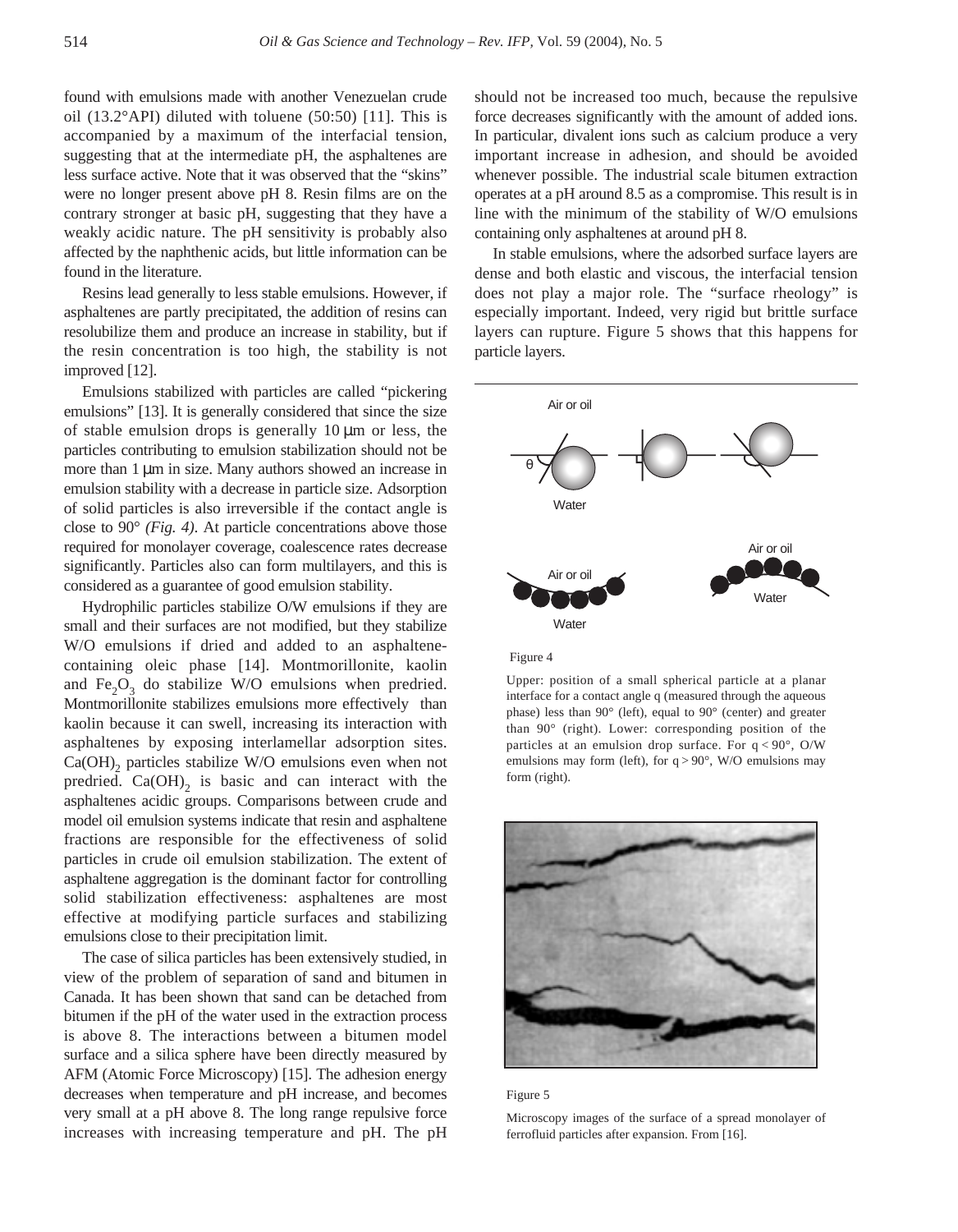found with emulsions made with another Venezuelan crude oil (13.2°API) diluted with toluene (50:50) [11]. This is accompanied by a maximum of the interfacial tension, suggesting that at the intermediate pH, the asphaltenes are less surface active. Note that it was observed that the "skins" were no longer present above pH 8. Resin films are on the contrary stronger at basic pH, suggesting that they have a weakly acidic nature. The pH sensitivity is probably also affected by the naphthenic acids, but little information can be found in the literature.

Resins lead generally to less stable emulsions. However, if asphaltenes are partly precipitated, the addition of resins can resolubilize them and produce an increase in stability, but if the resin concentration is too high, the stability is not improved [12].

Emulsions stabilized with particles are called "pickering emulsions" [13]. It is generally considered that since the size of stable emulsion drops is generally 10 µm or less, the particles contributing to emulsion stabilization should not be more than 1 µm in size. Many authors showed an increase in emulsion stability with a decrease in particle size. Adsorption of solid particles is also irreversible if the contact angle is close to 90° *(Fig. 4)*. At particle concentrations above those required for monolayer coverage, coalescence rates decrease significantly. Particles also can form multilayers, and this is considered as a guarantee of good emulsion stability.

Hydrophilic particles stabilize O/W emulsions if they are small and their surfaces are not modified, but they stabilize W/O emulsions if dried and added to an asphaltene-containing oleic phase [14]. Montmorillonite, kaolin and $Fe_2O_3$ do stabilize W/O emulsions when predried. Montmorillonite stabilizes emulsions more effectively than kaolin because it can swell, increasing its interaction with asphaltenes by exposing interlamellar adsorption sites. $Ca(OH)_2$ particles stabilize W/O emulsions even when not predried. $Ca(OH)_2$ is basic and can interact with the asphaltenes acidic groups. Comparisons between crude and model oil emulsion systems indicate that resin and asphaltene fractions are responsible for the effectiveness of solid particles in crude oil emulsion stabilization. The extent of asphaltene aggregation is the dominant factor for controlling solid stabilization effectiveness: asphaltenes are most effective at modifying particle surfaces and stabilizing emulsions close to their precipitation limit.

The case of silica particles has been extensively studied, in view of the problem of separation of sand and bitumen in Canada. It has been shown that sand can be detached from bitumen if the pH of the water used in the extraction process is above 8. The interactions between a bitumen model surface and a silica sphere have been directly measured by AFM (Atomic Force Microscopy) [15]. The adhesion energy decreases when temperature and pH increase, and becomes very small at a pH above 8. The long range repulsive force increases with increasing temperature and pH. The pH should not be increased too much, because the repulsive force decreases significantly with the amount of added ions. In particular, divalent ions such as calcium produce a very important increase in adhesion, and should be avoided whenever possible. The industrial scale bitumen extraction operates at a pH around 8.5 as a compromise. This result is in line with the minimum of the stability of W/O emulsions containing only asphaltenes at around pH 8.

In stable emulsions, where the adsorbed surface layers are dense and both elastic and viscous, the interfacial tension does not play a major role. The "surface rheology" is especially important. Indeed, very rigid but brittle surface layers can rupture. Figure 5 shows that this happens for particle layers.

Figure 4

Upper: position of a small spherical particle at a planar interface for a contact angle q (measured through the aqueous phase) less than 90° (left), equal to 90° (center) and greater than 90° (right). Lower: corresponding position of the particles at an emulsion drop surface. For q < 90°, O/W emulsions may form (left), for q > 90°, W/O emulsions may form (right).

Figure 5

Microscopy images of the surface of a spread monolayer of ferrofluid particles after expansion. From [16].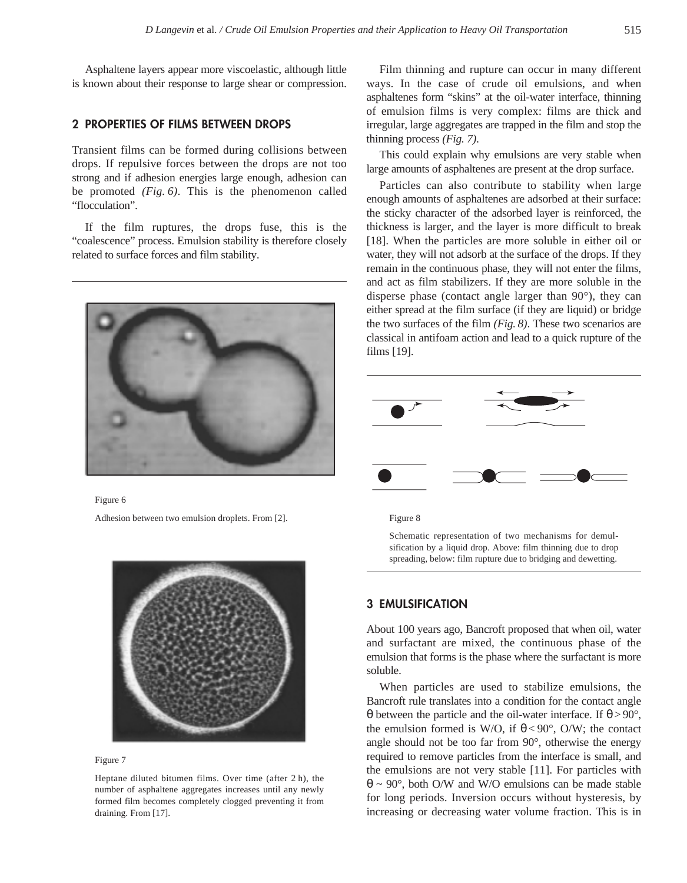Asphaltene layers appear more viscoelastic, although little is known about their response to large shear or compression.

## 2 PROPERTIES OF FILMS BETWEEN DROPS

Transient films can be formed during collisions between drops. If repulsive forces between the drops are not too strong and if adhesion energies large enough, adhesion can be promoted *(Fig. 6)*. This is the phenomenon called "flocculation".

If the film ruptures, the drops fuse, this is the "coalescence" process. Emulsion stability is therefore closely related to surface forces and film stability.

Figure 6

Adhesion between two emulsion droplets. From [2].

Figure 7

Heptane diluted bitumen films. Over time (after 2 h), the number of asphaltene aggregates increases until any newly formed film becomes completely clogged preventing it from draining. From [17].

Film thinning and rupture can occur in many different ways. In the case of crude oil emulsions, and when asphaltenes form "skins" at the oil-water interface, thinning of emulsion films is very complex: films are thick and irregular, large aggregates are trapped in the film and stop the thinning process *(Fig. 7)*.

This could explain why emulsions are very stable when large amounts of asphaltenes are present at the drop surface.

Particles can also contribute to stability when large enough amounts of asphaltenes are adsorbed at their surface: the sticky character of the adsorbed layer is reinforced, the thickness is larger, and the layer is more difficult to break [18]. When the particles are more soluble in either oil or water, they will not adsorb at the surface of the drops. If they remain in the continuous phase, they will not enter the films, and act as film stabilizers. If they are more soluble in the disperse phase (contact angle larger than 90°), they can either spread at the film surface (if they are liquid) or bridge the two surfaces of the film *(Fig. 8)*. These two scenarios are classical in antifoam action and lead to a quick rupture of the films [19].

Figure 8

Schematic representation of two mechanisms for demulsification by a liquid drop. Above: film thinning due to drop spreading, below: film rupture due to bridging and dewetting.

## 3 EMULSIFICATION

About 100 years ago, Bancroft proposed that when oil, water and surfactant are mixed, the continuous phase of the emulsion that forms is the phase where the surfactant is more soluble.

When particles are used to stabilize emulsions, the Bancroft rule translates into a condition for the contact angle $\theta$ between the particle and the oil-water interface. If $\theta > 90°$, the emulsion formed is W/O, if $\theta < 90°$, O/W; the contact angle should not be too far from 90°, otherwise the energy required to remove particles from the interface is small, and the emulsions are not very stable [11]. For particles with $\theta \sim 90°$, both O/W and W/O emulsions can be made stable for long periods. Inversion occurs without hysteresis, by increasing or decreasing water volume fraction. This is in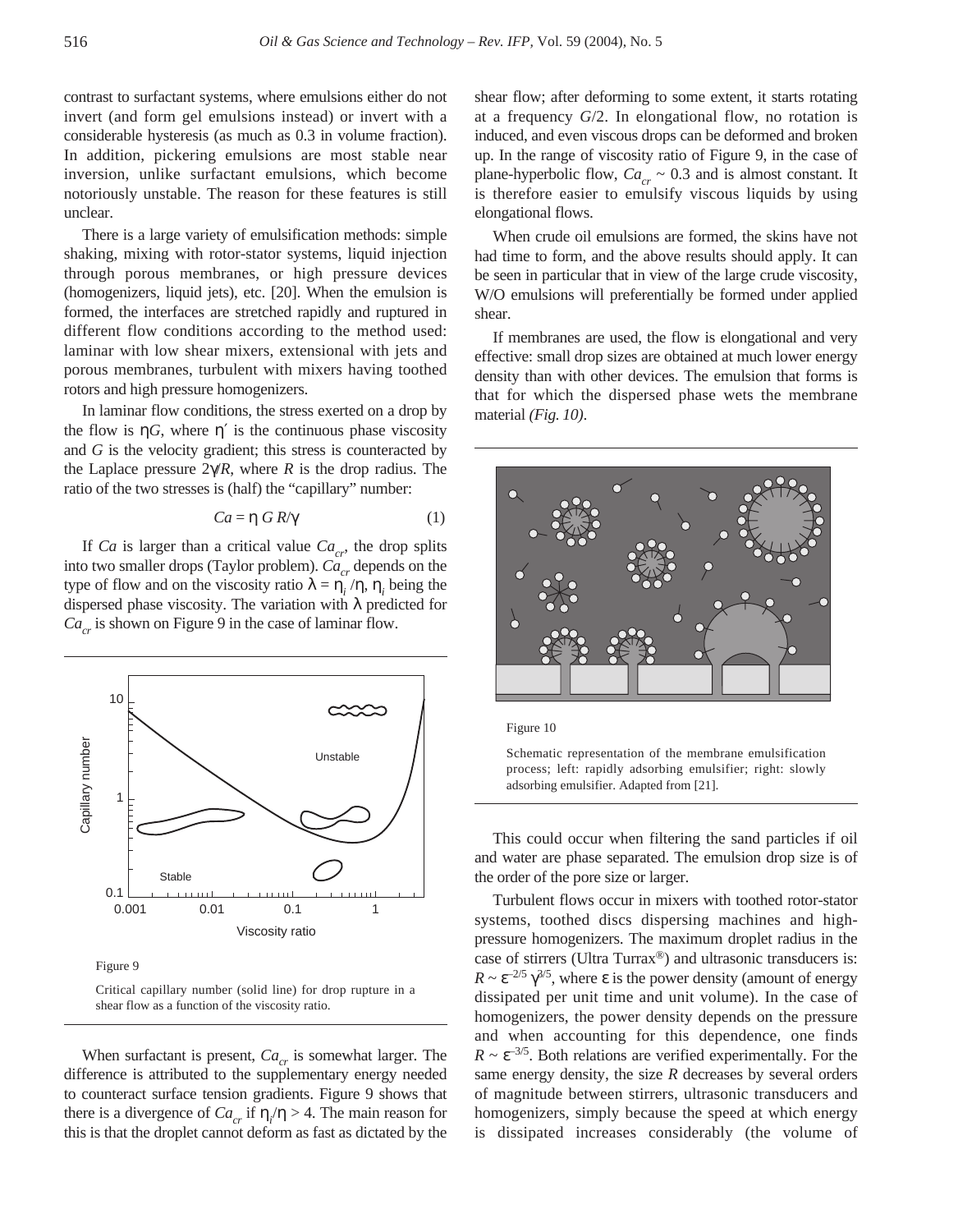contrast to surfactant systems, where emulsions either do not invert (and form gel emulsions instead) or invert with a considerable hysteresis (as much as 0.3 in volume fraction). In addition, pickering emulsions are most stable near inversion, unlike surfactant emulsions, which become notoriously unstable. The reason for these features is still unclear.

There is a large variety of emulsification methods: simple shaking, mixing with rotor-stator systems, liquid injection through porous membranes, or high pressure devices (homogenizers, liquid jets), etc. [20]. When the emulsion is formed, the interfaces are stretched rapidly and ruptured in different flow conditions according to the method used: laminar with low shear mixers, extensional with jets and porous membranes, turbulent with mixers having toothed rotors and high pressure homogenizers.

In laminar flow conditions, the stress exerted on a drop by the flow is $\eta G$, where $\eta'$ is the continuous phase viscosity and $G$ is the velocity gradient; this stress is counteracted by the Laplace pressure $2\gamma/R$, where $R$ is the drop radius. The ratio of the two stresses is (half) the "capillary" number:

$$Ca = \eta\, G\, R/\gamma \qquad (1)$$

If $Ca$ is larger than a critical value $Ca_{cr}$, the drop splits into two smaller drops (Taylor problem). $Ca_{cr}$ depends on the type of flow and on the viscosity ratio $\lambda = \eta_i/\eta$, $\eta_i$ being the dispersed phase viscosity. The variation with $\lambda$ predicted for $Ca_{cr}$ is shown on Figure 9 in the case of laminar flow.

Figure 9

Critical capillary number (solid line) for drop rupture in a shear flow as a function of the viscosity ratio.

When surfactant is present, $Ca_{cr}$ is somewhat larger. The difference is attributed to the supplementary energy needed to counteract surface tension gradients. Figure 9 shows that there is a divergence of $Ca_{cr}$ if $\eta_i/\eta > 4$. The main reason for this is that the droplet cannot deform as fast as dictated by the shear flow; after deforming to some extent, it starts rotating at a frequency $G/2$. In elongational flow, no rotation is induced, and even viscous drops can be deformed and broken up. In the range of viscosity ratio of Figure 9, in the case of plane-hyperbolic flow, $Ca_{cr} \sim 0.3$ and is almost constant. It is therefore easier to emulsify viscous liquids by using elongational flows.

When crude oil emulsions are formed, the skins have not had time to form, and the above results should apply. It can be seen in particular that in view of the large crude viscosity, W/O emulsions will preferentially be formed under applied shear.

If membranes are used, the flow is elongational and very effective: small drop sizes are obtained at much lower energy density than with other devices. The emulsion that forms is that for which the dispersed phase wets the membrane material *(Fig. 10)*.

Figure 10

Schematic representation of the membrane emulsification process; left: rapidly adsorbing emulsifier; right: slowly adsorbing emulsifier. Adapted from [21].

This could occur when filtering the sand particles if oil and water are phase separated. The emulsion drop size is of the order of the pore size or larger.

Turbulent flows occur in mixers with toothed rotor-stator systems, toothed discs dispersing machines and high-pressure homogenizers. The maximum droplet radius in the case of stirrers (Ultra Turrax®) and ultrasonic transducers is: $R \sim \varepsilon^{-2/5}\,\gamma^{3/5}$, where $\varepsilon$ is the power density (amount of energy dissipated per unit time and unit volume). In the case of homogenizers, the power density depends on the pressure and when accounting for this dependence, one finds $R \sim \varepsilon^{-3/5}$. Both relations are verified experimentally. For the same energy density, the size $R$ decreases by several orders of magnitude between stirrers, ultrasonic transducers and homogenizers, simply because the speed at which energy is dissipated increases considerably (the volume of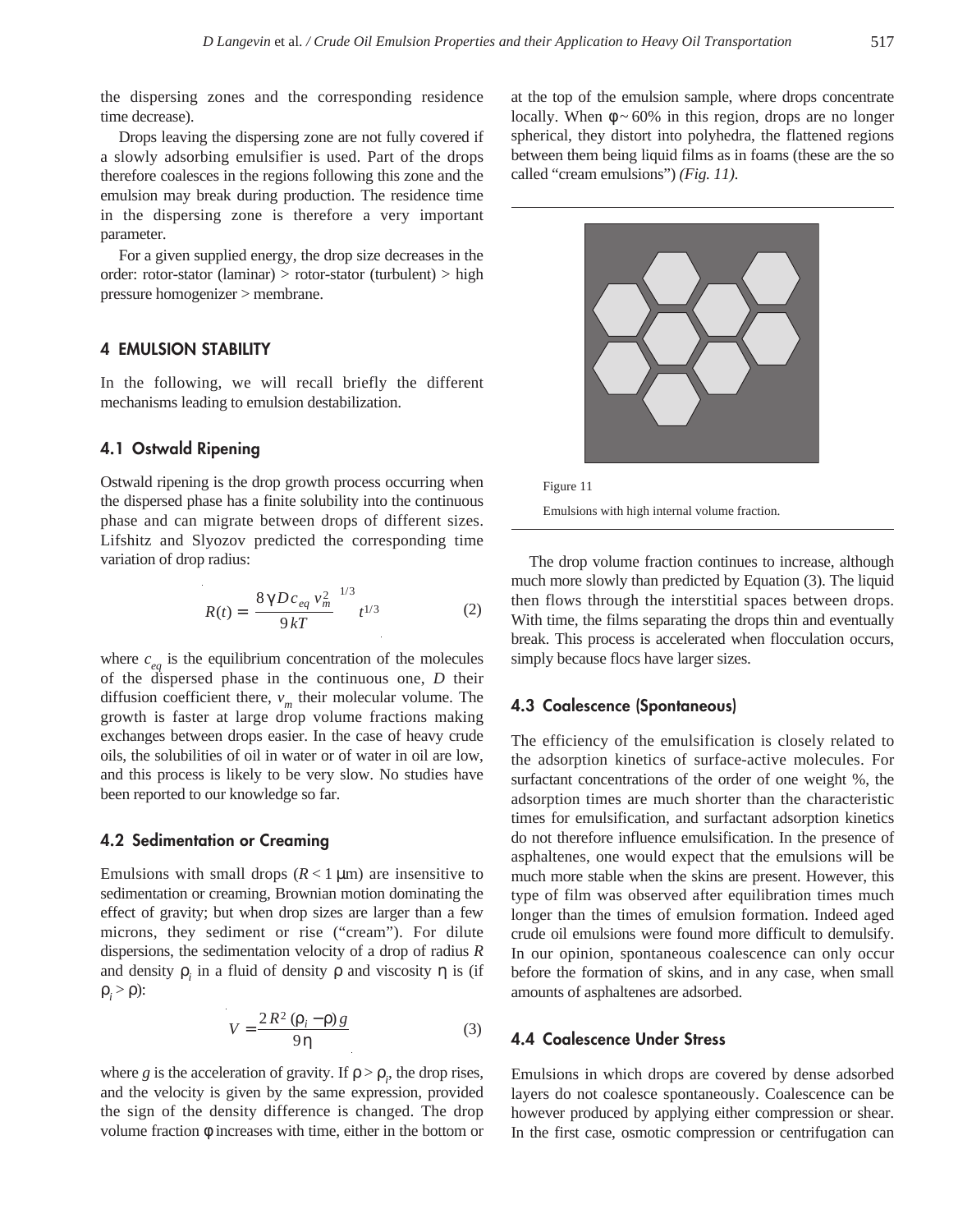the dispersing zones and the corresponding residence time decrease).

Drops leaving the dispersing zone are not fully covered if a slowly adsorbing emulsifier is used. Part of the drops therefore coalesces in the regions following this zone and the emulsion may break during production. The residence time in the dispersing zone is therefore a very important parameter.

For a given supplied energy, the drop size decreases in the order: rotor-stator (laminar) > rotor-stator (turbulent) > high pressure homogenizer > membrane.

## 4 EMULSION STABILITY

In the following, we will recall briefly the different mechanisms leading to emulsion destabilization.

### 4.1 Ostwald Ripening

Ostwald ripening is the drop growth process occurring when the dispersed phase has a finite solubility into the continuous phase and can migrate between drops of different sizes. Lifshitz and Slyozov predicted the corresponding time variation of drop radius:

$$R(t) = \left( \frac{8\gamma D c_{eq} v_m^2}{9kT} \right)^{1/3} t^{1/3} \tag{2}$$

where $c_{eq}$ is the equilibrium concentration of the molecules of the dispersed phase in the continuous one, $D$ their diffusion coefficient there, $v_m$ their molecular volume. The growth is faster at large drop volume fractions making exchanges between drops easier. In the case of heavy crude oils, the solubilities of oil in water or of water in oil are low, and this process is likely to be very slow. No studies have been reported to our knowledge so far.

### 4.2 Sedimentation or Creaming

Emulsions with small drops ($R < 1$ µm) are insensitive to sedimentation or creaming, Brownian motion dominating the effect of gravity; but when drop sizes are larger than a few microns, they sediment or rise ("cream"). For dilute dispersions, the sedimentation velocity of a drop of radius $R$ and density $\rho_i$ in a fluid of density $\rho$ and viscosity $\eta$ is (if $\rho_i > \rho$):

$$V = \frac{2R^2(\rho_i - \rho)g}{9\eta} \tag{3}$$

where $g$ is the acceleration of gravity. If $\rho > \rho_i$, the drop rises, and the velocity is given by the same expression, provided the sign of the density difference is changed. The drop volume fraction $\phi$ increases with time, either in the bottom or at the top of the emulsion sample, where drops concentrate locally. When $\phi \sim 60\%$ in this region, drops are no longer spherical, they distort into polyhedra, the flattened regions between them being liquid films as in foams (these are the so called "cream emulsions") *(Fig. 11)*.

Figure 11

Emulsions with high internal volume fraction.

The drop volume fraction continues to increase, although much more slowly than predicted by Equation (3). The liquid then flows through the interstitial spaces between drops. With time, the films separating the drops thin and eventually break. This process is accelerated when flocculation occurs, simply because flocs have larger sizes.

### 4.3 Coalescence (Spontaneous)

The efficiency of the emulsification is closely related to the adsorption kinetics of surface-active molecules. For surfactant concentrations of the order of one weight %, the adsorption times are much shorter than the characteristic times for emulsification, and surfactant adsorption kinetics do not therefore influence emulsification. In the presence of asphaltenes, one would expect that the emulsions will be much more stable when the skins are present. However, this type of film was observed after equilibration times much longer than the times of emulsion formation. Indeed aged crude oil emulsions were found more difficult to demulsify. In our opinion, spontaneous coalescence can only occur before the formation of skins, and in any case, when small amounts of asphaltenes are adsorbed.

### 4.4 Coalescence Under Stress

Emulsions in which drops are covered by dense adsorbed layers do not coalesce spontaneously. Coalescence can be however produced by applying either compression or shear. In the first case, osmotic compression or centrifugation can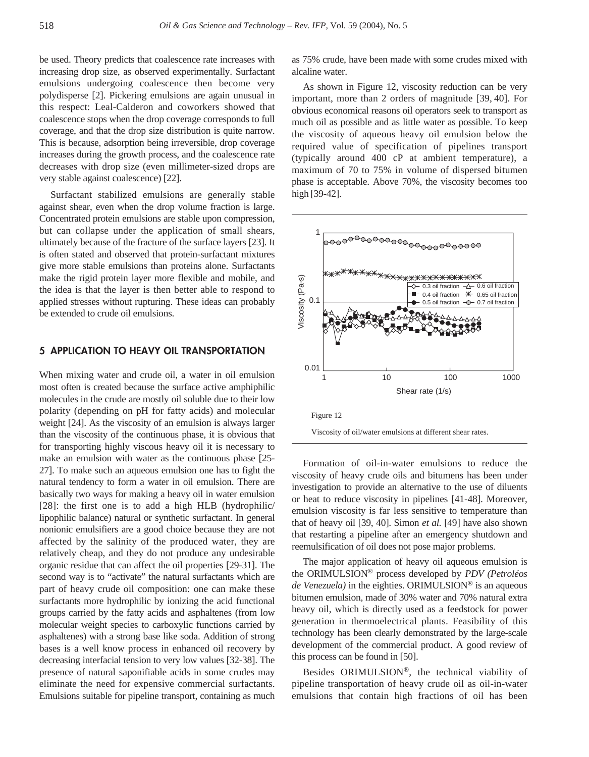be used. Theory predicts that coalescence rate increases with increasing drop size, as observed experimentally. Surfactant emulsions undergoing coalescence then become very polydisperse [2]. Pickering emulsions are again unusual in this respect: Leal-Calderon and coworkers showed that coalescence stops when the drop coverage corresponds to full coverage, and that the drop size distribution is quite narrow. This is because, adsorption being irreversible, drop coverage increases during the growth process, and the coalescence rate decreases with drop size (even millimeter-sized drops are very stable against coalescence) [22].

Surfactant stabilized emulsions are generally stable against shear, even when the drop volume fraction is large. Concentrated protein emulsions are stable upon compression, but can collapse under the application of small shears, ultimately because of the fracture of the surface layers [23]. It is often stated and observed that protein-surfactant mixtures give more stable emulsions than proteins alone. Surfactants make the rigid protein layer more flexible and mobile, and the idea is that the layer is then better able to respond to applied stresses without rupturing. These ideas can probably be extended to crude oil emulsions.

## 5 APPLICATION TO HEAVY OIL TRANSPORTATION

When mixing water and crude oil, a water in oil emulsion most often is created because the surface active amphiphilic molecules in the crude are mostly oil soluble due to their low polarity (depending on pH for fatty acids) and molecular weight [24]. As the viscosity of an emulsion is always larger than the viscosity of the continuous phase, it is obvious that for transporting highly viscous heavy oil it is necessary to make an emulsion with water as the continuous phase [25-27]. To make such an aqueous emulsion one has to fight the natural tendency to form a water in oil emulsion. There are basically two ways for making a heavy oil in water emulsion [28]: the first one is to add a high HLB (hydrophilic/lipophilic balance) natural or synthetic surfactant. In general nonionic emulsifiers are a good choice because they are not affected by the salinity of the produced water, they are relatively cheap, and they do not produce any undesirable organic residue that can affect the oil properties [29-31]. The second way is to "activate" the natural surfactants which are part of heavy crude oil composition: one can make these surfactants more hydrophilic by ionizing the acid functional groups carried by the fatty acids and asphaltenes (from low molecular weight species to carboxylic functions carried by asphaltenes) with a strong base like soda. Addition of strong bases is a well know process in enhanced oil recovery by decreasing interfacial tension to very low values [32-38]. The presence of natural saponifiable acids in some crudes may eliminate the need for expensive commercial surfactants. Emulsions suitable for pipeline transport, containing as much as 75% crude, have been made with some crudes mixed with alcaline water.

As shown in Figure 12, viscosity reduction can be very important, more than 2 orders of magnitude [39, 40]. For obvious economical reasons oil operators seek to transport as much oil as possible and as little water as possible. To keep the viscosity of aqueous heavy oil emulsion below the required value of specification of pipelines transport (typically around 400 cP at ambient temperature), a maximum of 70 to 75% in volume of dispersed bitumen phase is acceptable. Above 70%, the viscosity becomes too high [39-42].

Figure 12

Viscosity of oil/water emulsions at different shear rates.

Formation of oil-in-water emulsions to reduce the viscosity of heavy crude oils and bitumens has been under investigation to provide an alternative to the use of diluents or heat to reduce viscosity in pipelines [41-48]. Moreover, emulsion viscosity is far less sensitive to temperature than that of heavy oil [39, 40]. Simon *et al.* [49] have also shown that restarting a pipeline after an emergency shutdown and reemulsification of oil does not pose major problems.

The major application of heavy oil aqueous emulsion is the ORIMULSION® process developed by *PDV (Petroléos de Venezuela)* in the eighties. ORIMULSION® is an aqueous bitumen emulsion, made of 30% water and 70% natural extra heavy oil, which is directly used as a feedstock for power generation in thermoelectrical plants. Feasibility of this technology has been clearly demonstrated by the large-scale development of the commercial product. A good review of this process can be found in [50].

Besides ORIMULSION®, the technical viability of pipeline transportation of heavy crude oil as oil-in-water emulsions that contain high fractions of oil has been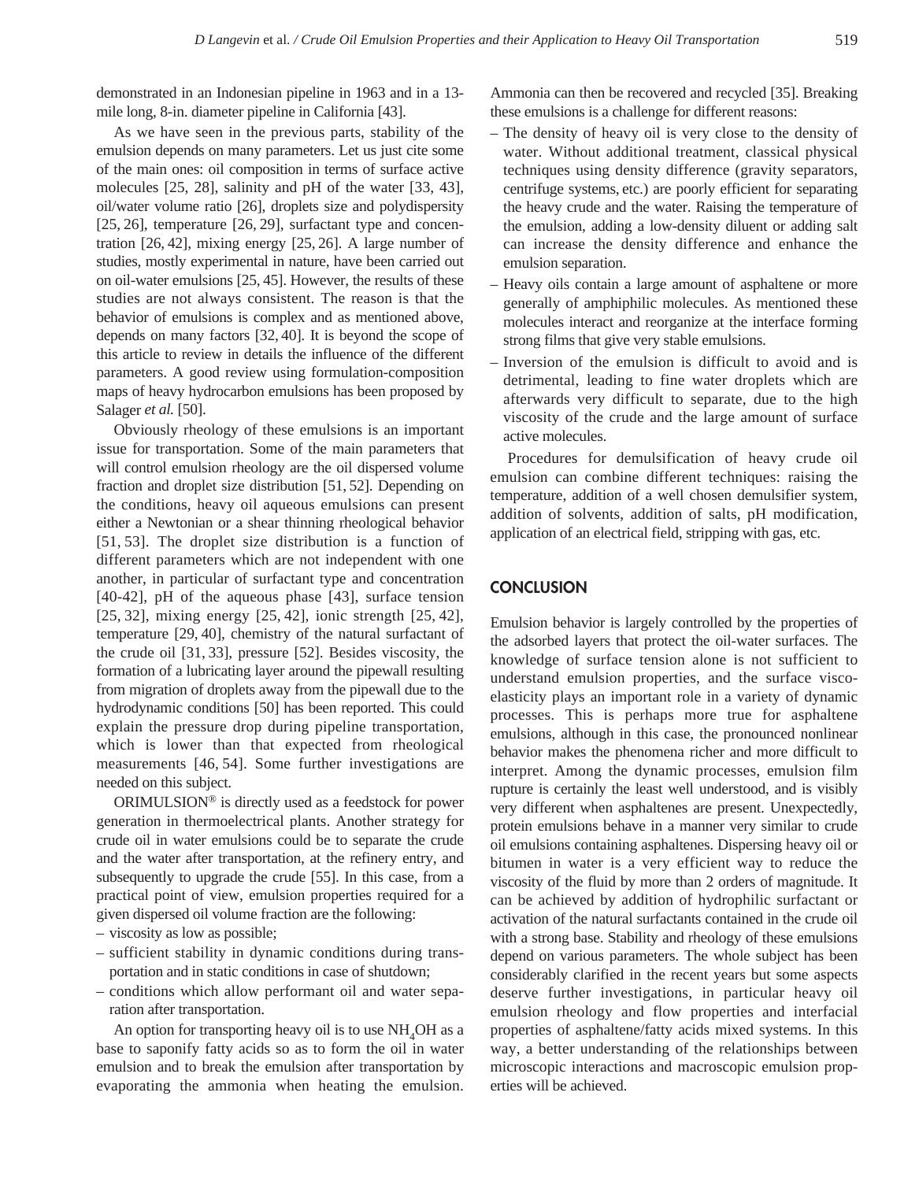demonstrated in an Indonesian pipeline in 1963 and in a 13-mile long, 8-in. diameter pipeline in California [43].

As we have seen in the previous parts, stability of the emulsion depends on many parameters. Let us just cite some of the main ones: oil composition in terms of surface active molecules [25, 28], salinity and pH of the water [33, 43], oil/water volume ratio [26], droplets size and polydispersity [25, 26], temperature [26, 29], surfactant type and concentration [26, 42], mixing energy [25, 26]. A large number of studies, mostly experimental in nature, have been carried out on oil-water emulsions [25, 45]. However, the results of these studies are not always consistent. The reason is that the behavior of emulsions is complex and as mentioned above, depends on many factors [32, 40]. It is beyond the scope of this article to review in details the influence of the different parameters. A good review using formulation-composition maps of heavy hydrocarbon emulsions has been proposed by Salager *et al.* [50].

Obviously rheology of these emulsions is an important issue for transportation. Some of the main parameters that will control emulsion rheology are the oil dispersed volume fraction and droplet size distribution [51, 52]. Depending on the conditions, heavy oil aqueous emulsions can present either a Newtonian or a shear thinning rheological behavior [51, 53]. The droplet size distribution is a function of different parameters which are not independent with one another, in particular of surfactant type and concentration [40-42], pH of the aqueous phase [43], surface tension [25, 32], mixing energy [25, 42], ionic strength [25, 42], temperature [29, 40], chemistry of the natural surfactant of the crude oil [31, 33], pressure [52]. Besides viscosity, the formation of a lubricating layer around the pipewall resulting from migration of droplets away from the pipewall due to the hydrodynamic conditions [50] has been reported. This could explain the pressure drop during pipeline transportation, which is lower than that expected from rheological measurements [46, 54]. Some further investigations are needed on this subject.

ORIMULSION® is directly used as a feedstock for power generation in thermoelectrical plants. Another strategy for crude oil in water emulsions could be to separate the crude and the water after transportation, at the refinery entry, and subsequently to upgrade the crude [55]. In this case, from a practical point of view, emulsion properties required for a given dispersed oil volume fraction are the following:

- viscosity as low as possible;
- sufficient stability in dynamic conditions during transportation and in static conditions in case of shutdown;
- conditions which allow performant oil and water separation after transportation.

An option for transporting heavy oil is to use $NH_4OH$ as a base to saponify fatty acids so as to form the oil in water emulsion and to break the emulsion after transportation by evaporating the ammonia when heating the emulsion. Ammonia can then be recovered and recycled [35]. Breaking these emulsions is a challenge for different reasons:

- The density of heavy oil is very close to the density of water. Without additional treatment, classical physical techniques using density difference (gravity separators, centrifuge systems, etc.) are poorly efficient for separating the heavy crude and the water. Raising the temperature of the emulsion, adding a low-density diluent or adding salt can increase the density difference and enhance the emulsion separation.
- Heavy oils contain a large amount of asphaltene or more generally of amphiphilic molecules. As mentioned these molecules interact and reorganize at the interface forming strong films that give very stable emulsions.
- Inversion of the emulsion is difficult to avoid and is detrimental, leading to fine water droplets which are afterwards very difficult to separate, due to the high viscosity of the crude and the large amount of surface active molecules.

Procedures for demulsification of heavy crude oil emulsion can combine different techniques: raising the temperature, addition of a well chosen demulsifier system, addition of solvents, addition of salts, pH modification, application of an electrical field, stripping with gas, etc.

## CONCLUSION

Emulsion behavior is largely controlled by the properties of the adsorbed layers that protect the oil-water surfaces. The knowledge of surface tension alone is not sufficient to understand emulsion properties, and the surface viscoelasticity plays an important role in a variety of dynamic processes. This is perhaps more true for asphaltene emulsions, although in this case, the pronounced nonlinear behavior makes the phenomena richer and more difficult to interpret. Among the dynamic processes, emulsion film rupture is certainly the least well understood, and is visibly very different when asphaltenes are present. Unexpectedly, protein emulsions behave in a manner very similar to crude oil emulsions containing asphaltenes. Dispersing heavy oil or bitumen in water is a very efficient way to reduce the viscosity of the fluid by more than 2 orders of magnitude. It can be achieved by addition of hydrophilic surfactant or activation of the natural surfactants contained in the crude oil with a strong base. Stability and rheology of these emulsions depend on various parameters. The whole subject has been considerably clarified in the recent years but some aspects deserve further investigations, in particular heavy oil emulsion rheology and flow properties and interfacial properties of asphaltene/fatty acids mixed systems. In this way, a better understanding of the relationships between microscopic interactions and macroscopic emulsion properties will be achieved.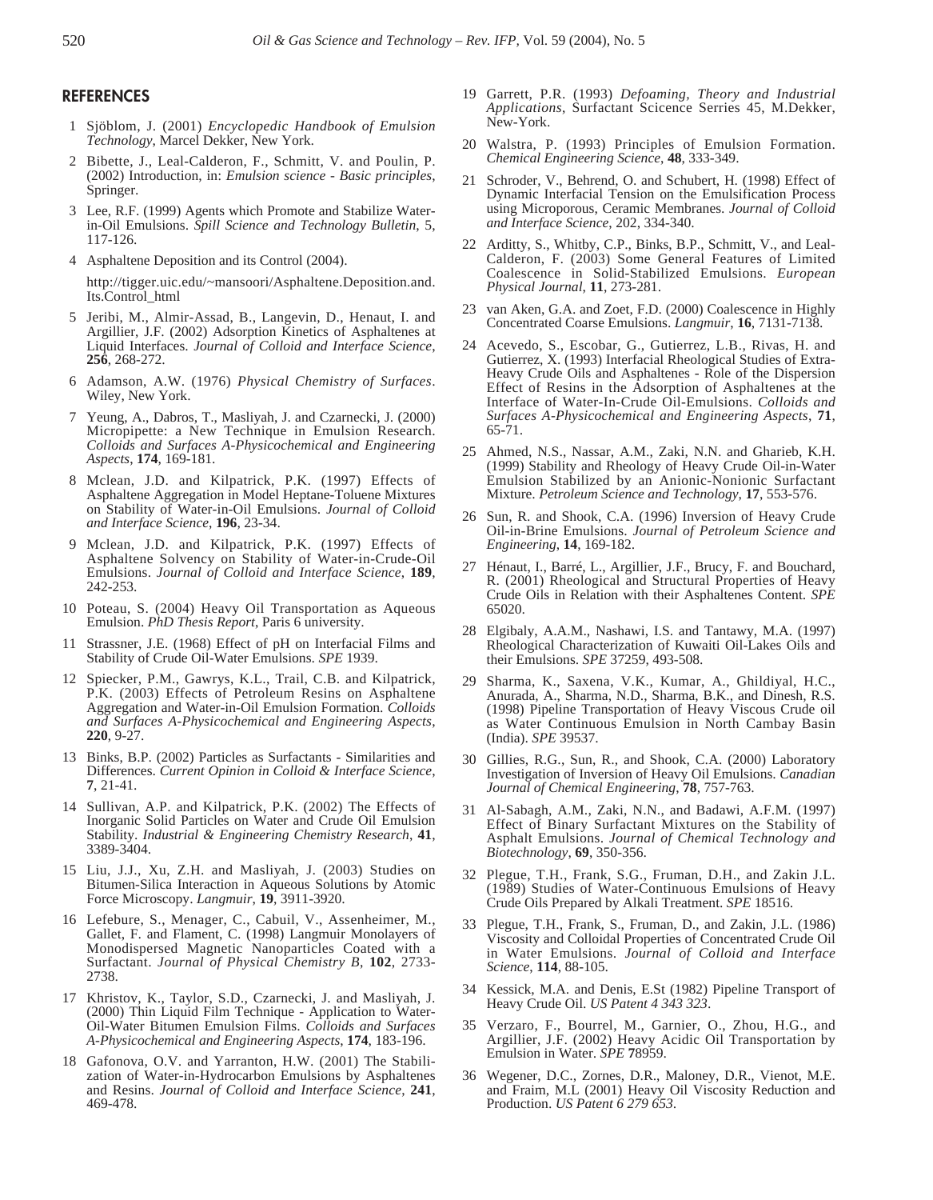## REFERENCES

1 Sjöblom, J. (2001) *Encyclopedic Handbook of Emulsion Technology*, Marcel Dekker, New York.

2 Bibette, J., Leal-Calderon, F., Schmitt, V. and Poulin, P. (2002) Introduction, in: *Emulsion science - Basic principles*, Springer.

3 Lee, R.F. (1999) Agents which Promote and Stabilize Water-in-Oil Emulsions. *Spill Science and Technology Bulletin*, 5, 117-126.

4 Asphaltene Deposition and its Control (2004).

http://tigger.uic.edu/~mansoori/Asphaltene.Deposition.and.Its.Control_html

5 Jeribi, M., Almir-Assad, B., Langevin, D., Henaut, I. and Argillier, J.F. (2002) Adsorption Kinetics of Asphaltenes at Liquid Interfaces. *Journal of Colloid and Interface Science*, **256**, 268-272.

6 Adamson, A.W. (1976) *Physical Chemistry of Surfaces*. Wiley, New York.

7 Yeung, A., Dabros, T., Masliyah, J. and Czarnecki, J. (2000) Micropipette: a New Technique in Emulsion Research. *Colloids and Surfaces A-Physicochemical and Engineering Aspects*, **174**, 169-181.

8 Mclean, J.D. and Kilpatrick, P.K. (1997) Effects of Asphaltene Aggregation in Model Heptane-Toluene Mixtures on Stability of Water-in-Oil Emulsions. *Journal of Colloid and Interface Science*, **196**, 23-34.

9 Mclean, J.D. and Kilpatrick, P.K. (1997) Effects of Asphaltene Solvency on Stability of Water-in-Crude-Oil Emulsions. *Journal of Colloid and Interface Science*, **189**, 242-253.

10 Poteau, S. (2004) Heavy Oil Transportation as Aqueous Emulsion. *PhD Thesis Report*, Paris 6 university.

11 Strassner, J.E. (1968) Effect of pH on Interfacial Films and Stability of Crude Oil-Water Emulsions. *SPE* 1939.

12 Spiecker, P.M., Gawrys, K.L., Trail, C.B. and Kilpatrick, P.K. (2003) Effects of Petroleum Resins on Asphaltene Aggregation and Water-in-Oil Emulsion Formation. *Colloids and Surfaces A-Physicochemical and Engineering Aspects*, **220**, 9-27.

13 Binks, B.P. (2002) Particles as Surfactants - Similarities and Differences. *Current Opinion in Colloid & Interface Science*, **7**, 21-41.

14 Sullivan, A.P. and Kilpatrick, P.K. (2002) The Effects of Inorganic Solid Particles on Water and Crude Oil Emulsion Stability. *Industrial & Engineering Chemistry Research*, **41**, 3389-3404.

15 Liu, J.J., Xu, Z.H. and Masliyah, J. (2003) Studies on Bitumen-Silica Interaction in Aqueous Solutions by Atomic Force Microscopy. *Langmuir*, **19**, 3911-3920.

16 Lefebure, S., Menager, C., Cabuil, V., Assenheimer, M., Gallet, F. and Flament, C. (1998) Langmuir Monolayers of Monodispersed Magnetic Nanoparticles Coated with a Surfactant. *Journal of Physical Chemistry B*, **102**, 2733-2738.

17 Khristov, K., Taylor, S.D., Czarnecki, J. and Masliyah, J. (2000) Thin Liquid Film Technique - Application to Water-Oil-Water Bitumen Emulsion Films. *Colloids and Surfaces A-Physicochemical and Engineering Aspects*, **174**, 183-196.

18 Gafonova, O.V. and Yarranton, H.W. (2001) The Stabilization of Water-in-Hydrocarbon Emulsions by Asphaltenes and Resins. *Journal of Colloid and Interface Science*, **241**, 469-478.

19 Garrett, P.R. (1993) *Defoaming, Theory and Industrial Applications*, Surfactant Scicence Serries 45, M.Dekker, New-York.

20 Walstra, P. (1993) Principles of Emulsion Formation. *Chemical Engineering Science*, **48**, 333-349.

21 Schroder, V., Behrend, O. and Schubert, H. (1998) Effect of Dynamic Interfacial Tension on the Emulsification Process using Microporous, Ceramic Membranes. *Journal of Colloid and Interface Science*, 202, 334-340.

22 Arditty, S., Whitby, C.P., Binks, B.P., Schmitt, V., and Leal-Calderon, F. (2003) Some General Features of Limited Coalescence in Solid-Stabilized Emulsions. *European Physical Journal*, **11**, 273-281.

23 van Aken, G.A. and Zoet, F.D. (2000) Coalescence in Highly Concentrated Coarse Emulsions. *Langmuir*, **16**, 7131-7138.

24 Acevedo, S., Escobar, G., Gutierrez, L.B., Rivas, H. and Gutierrez, X. (1993) Interfacial Rheological Studies of Extra-Heavy Crude Oils and Asphaltenes - Role of the Dispersion Effect of Resins in the Adsorption of Asphaltenes at the Interface of Water-In-Crude Oil-Emulsions. *Colloids and Surfaces A-Physicochemical and Engineering Aspects*, **71**, 65-71.

25 Ahmed, N.S., Nassar, A.M., Zaki, N.N. and Gharieb, K.H. (1999) Stability and Rheology of Heavy Crude Oil-in-Water Emulsion Stabilized by an Anionic-Nonionic Surfactant Mixture. *Petroleum Science and Technology*, **17**, 553-576.

26 Sun, R. and Shook, C.A. (1996) Inversion of Heavy Crude Oil-in-Brine Emulsions. *Journal of Petroleum Science and Engineering*, **14**, 169-182.

27 Hénaut, I., Barré, L., Argillier, J.F., Brucy, F. and Bouchard, R. (2001) Rheological and Structural Properties of Heavy Crude Oils in Relation with their Asphaltenes Content. *SPE* 65020.

28 Elgibaly, A.A.M., Nashawi, I.S. and Tantawy, M.A. (1997) Rheological Characterization of Kuwaiti Oil-Lakes Oils and their Emulsions. *SPE* 37259, 493-508.

29 Sharma, K., Saxena, V.K., Kumar, A., Ghildiyal, H.C., Anurada, A., Sharma, N.D., Sharma, B.K., and Dinesh, R.S. (1998) Pipeline Transportation of Heavy Viscous Crude oil as Water Continuous Emulsion in North Cambay Basin (India). *SPE* 39537.

30 Gillies, R.G., Sun, R., and Shook, C.A. (2000) Laboratory Investigation of Inversion of Heavy Oil Emulsions. *Canadian Journal of Chemical Engineering*, **78**, 757-763.

31 Al-Sabagh, A.M., Zaki, N.N., and Badawi, A.F.M. (1997) Effect of Binary Surfactant Mixtures on the Stability of Asphalt Emulsions. *Journal of Chemical Technology and Biotechnology*, **69**, 350-356.

32 Plegue, T.H., Frank, S.G., Fruman, D.H., and Zakin J.L. (1989) Studies of Water-Continuous Emulsions of Heavy Crude Oils Prepared by Alkali Treatment. *SPE* 18516.

33 Plegue, T.H., Frank, S., Fruman, D., and Zakin, J.L. (1986) Viscosity and Colloidal Properties of Concentrated Crude Oil in Water Emulsions. *Journal of Colloid and Interface Science*, **114**, 88-105.

34 Kessick, M.A. and Denis, E.St (1982) Pipeline Transport of Heavy Crude Oil. *US Patent 4 343 323*.

35 Verzaro, F., Bourrel, M., Garnier, O., Zhou, H.G., and Argillier, J.F. (2002) Heavy Acidic Oil Transportation by Emulsion in Water. *SPE* **7**8959.

36 Wegener, D.C., Zornes, D.R., Maloney, D.R., Vienot, M.E. and Fraim, M.L (2001) Heavy Oil Viscosity Reduction and Production. *US Patent 6 279 653*.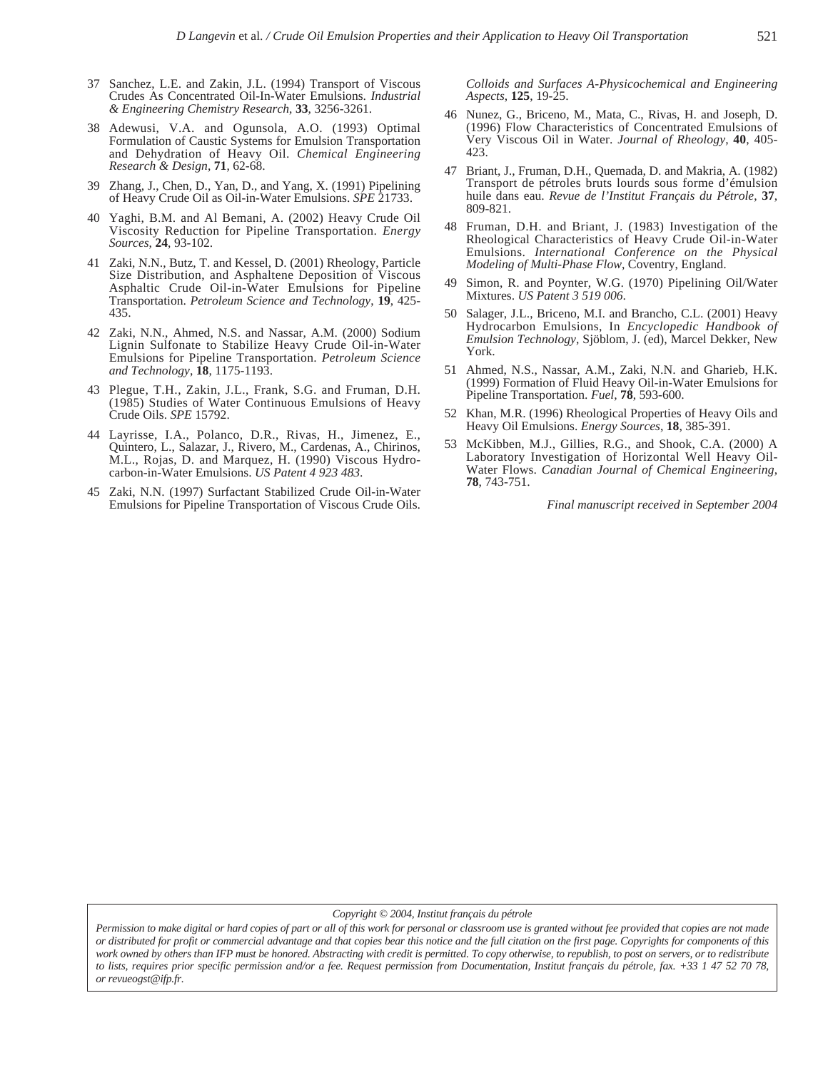37 Sanchez, L.E. and Zakin, J.L. (1994) Transport of Viscous Crudes As Concentrated Oil-In-Water Emulsions. *Industrial & Engineering Chemistry Research*, **33**, 3256-3261.

38 Adewusi, V.A. and Ogunsola, A.O. (1993) Optimal Formulation of Caustic Systems for Emulsion Transportation and Dehydration of Heavy Oil. *Chemical Engineering Research & Design*, **71**, 62-68.

39 Zhang, J., Chen, D., Yan, D., and Yang, X. (1991) Pipelining of Heavy Crude Oil as Oil-in-Water Emulsions. *SPE* 21733.

40 Yaghi, B.M. and Al Bemani, A. (2002) Heavy Crude Oil Viscosity Reduction for Pipeline Transportation. *Energy Sources*, **24**, 93-102.

41 Zaki, N.N., Butz, T. and Kessel, D. (2001) Rheology, Particle Size Distribution, and Asphaltene Deposition of Viscous Asphaltic Crude Oil-in-Water Emulsions for Pipeline Transportation. *Petroleum Science and Technology*, **19**, 425-435.

42 Zaki, N.N., Ahmed, N.S. and Nassar, A.M. (2000) Sodium Lignin Sulfonate to Stabilize Heavy Crude Oil-in-Water Emulsions for Pipeline Transportation. *Petroleum Science and Technology*, **18**, 1175-1193.

43 Plegue, T.H., Zakin, J.L., Frank, S.G. and Fruman, D.H. (1985) Studies of Water Continuous Emulsions of Heavy Crude Oils. *SPE* 15792.

44 Layrisse, I.A., Polanco, D.R., Rivas, H., Jimenez, E., Quintero, L., Salazar, J., Rivero, M., Cardenas, A., Chirinos, M.L., Rojas, D. and Marquez, H. (1990) Viscous Hydrocarbon-in-Water Emulsions. *US Patent 4 923 483*.

45 Zaki, N.N. (1997) Surfactant Stabilized Crude Oil-in-Water Emulsions for Pipeline Transportation of Viscous Crude Oils. *Colloids and Surfaces A-Physicochemical and Engineering Aspects*, **125**, 19-25.

46 Nunez, G., Briceno, M., Mata, C., Rivas, H. and Joseph, D. (1996) Flow Characteristics of Concentrated Emulsions of Very Viscous Oil in Water. *Journal of Rheology*, **40**, 405-423.

47 Briant, J., Fruman, D.H., Quemada, D. and Makria, A. (1982) Transport de pétroles bruts lourds sous forme d'émulsion huile dans eau. *Revue de l'Institut Français du Pétrole*, **37**, 809-821.

48 Fruman, D.H. and Briant, J. (1983) Investigation of the Rheological Characteristics of Heavy Crude Oil-in-Water Emulsions. *International Conference on the Physical Modeling of Multi-Phase Flow*, Coventry, England.

49 Simon, R. and Poynter, W.G. (1970) Pipelining Oil/Water Mixtures. *US Patent 3 519 006*.

50 Salager, J.L., Briceno, M.I. and Brancho, C.L. (2001) Heavy Hydrocarbon Emulsions, In *Encyclopedic Handbook of Emulsion Technology*, Sjöblom, J. (ed), Marcel Dekker, New York.

51 Ahmed, N.S., Nassar, A.M., Zaki, N.N. and Gharieb, H.K. (1999) Formation of Fluid Heavy Oil-in-Water Emulsions for Pipeline Transportation. *Fuel*, **78**, 593-600.

52 Khan, M.R. (1996) Rheological Properties of Heavy Oils and Heavy Oil Emulsions. *Energy Sources*, **18**, 385-391.

53 McKibben, M.J., Gillies, R.G., and Shook, C.A. (2000) A Laboratory Investigation of Horizontal Well Heavy Oil-Water Flows. *Canadian Journal of Chemical Engineering*, **78**, 743-751.

*Final manuscript received in September 2004*

*Copyright © 2004, Institut français du pétrole*

*Permission to make digital or hard copies of part or all of this work for personal or classroom use is granted without fee provided that copies are not made or distributed for profit or commercial advantage and that copies bear this notice and the full citation on the first page. Copyrights for components of this work owned by others than IFP must be honored. Abstracting with credit is permitted. To copy otherwise, to republish, to post on servers, or to redistribute to lists, requires prior specific permission and/or a fee. Request permission from Documentation, Institut français du pétrole, fax. +33 1 47 52 70 78, or revueogst@ifp.fr.*